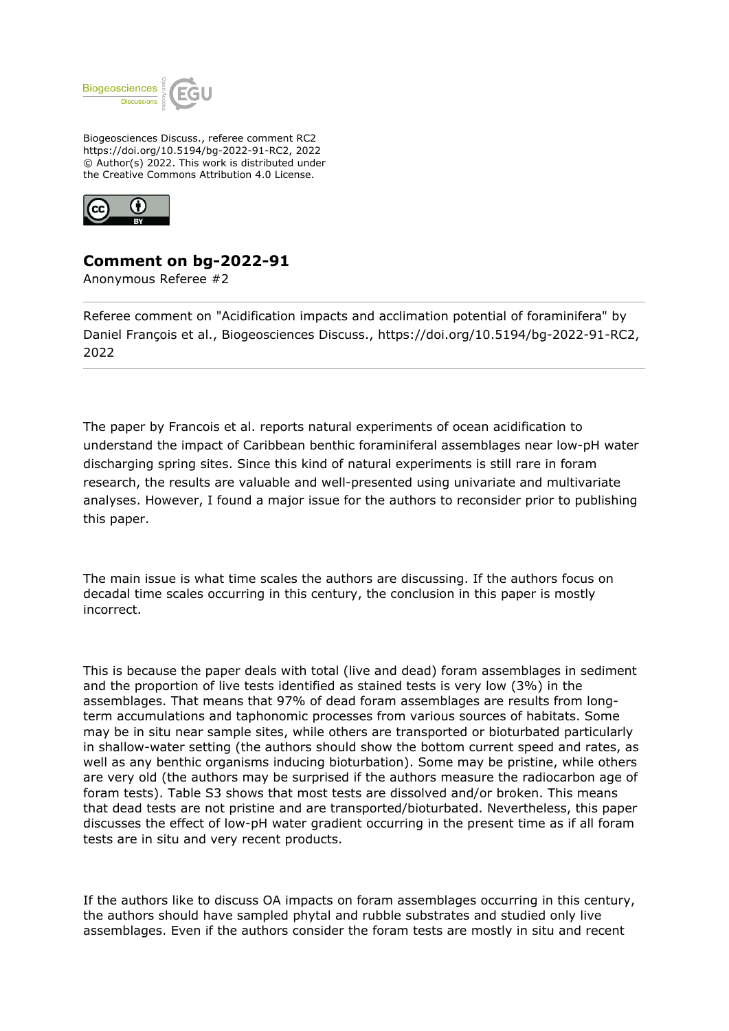Biogeosciences Discuss., referee comment RC2
https://doi.org/10.5194/bg-2022-91-RC2, 2022
© Author(s) 2022. This work is distributed under
the Creative Commons Attribution 4.0 License.

# Comment on bg-2022-91

Anonymous Referee #2

Referee comment on "Acidification impacts and acclimation potential of foraminifera" by Daniel François et al., Biogeosciences Discuss., https://doi.org/10.5194/bg-2022-91-RC2, 2022

The paper by Francois et al. reports natural experiments of ocean acidification to understand the impact of Caribbean benthic foraminiferal assemblages near low-pH water discharging spring sites. Since this kind of natural experiments is still rare in foram research, the results are valuable and well-presented using univariate and multivariate analyses. However, I found a major issue for the authors to reconsider prior to publishing this paper.

The main issue is what time scales the authors are discussing. If the authors focus on decadal time scales occurring in this century, the conclusion in this paper is mostly incorrect.

This is because the paper deals with total (live and dead) foram assemblages in sediment and the proportion of live tests identified as stained tests is very low (3%) in the assemblages. That means that 97% of dead foram assemblages are results from long-term accumulations and taphonomic processes from various sources of habitats. Some may be in situ near sample sites, while others are transported or bioturbated particularly in shallow-water setting (the authors should show the bottom current speed and rates, as well as any benthic organisms inducing bioturbation). Some may be pristine, while others are very old (the authors may be surprised if the authors measure the radiocarbon age of foram tests). Table S3 shows that most tests are dissolved and/or broken. This means that dead tests are not pristine and are transported/bioturbated. Nevertheless, this paper discusses the effect of low-pH water gradient occurring in the present time as if all foram tests are in situ and very recent products.

If the authors like to discuss OA impacts on foram assemblages occurring in this century, the authors should have sampled phytal and rubble substrates and studied only live assemblages. Even if the authors consider the foram tests are mostly in situ and recent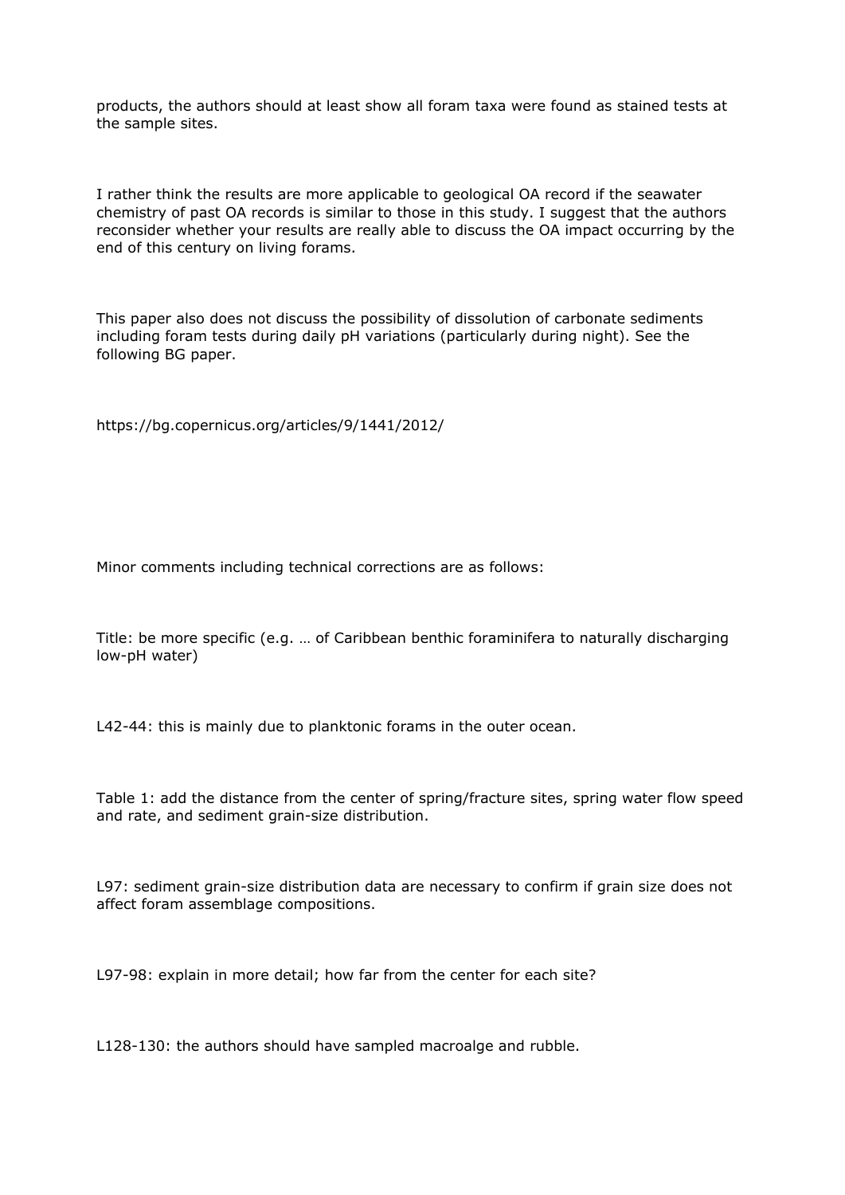products, the authors should at least show all foram taxa were found as stained tests at the sample sites.

I rather think the results are more applicable to geological OA record if the seawater chemistry of past OA records is similar to those in this study. I suggest that the authors reconsider whether your results are really able to discuss the OA impact occurring by the end of this century on living forams.

This paper also does not discuss the possibility of dissolution of carbonate sediments including foram tests during daily pH variations (particularly during night). See the following BG paper.

https://bg.copernicus.org/articles/9/1441/2012/

Minor comments including technical corrections are as follows:

Title: be more specific (e.g. … of Caribbean benthic foraminifera to naturally discharging low-pH water)

L42-44: this is mainly due to planktonic forams in the outer ocean.

Table 1: add the distance from the center of spring/fracture sites, spring water flow speed and rate, and sediment grain-size distribution.

L97: sediment grain-size distribution data are necessary to confirm if grain size does not affect foram assemblage compositions.

L97-98: explain in more detail; how far from the center for each site?

L128-130: the authors should have sampled macroalge and rubble.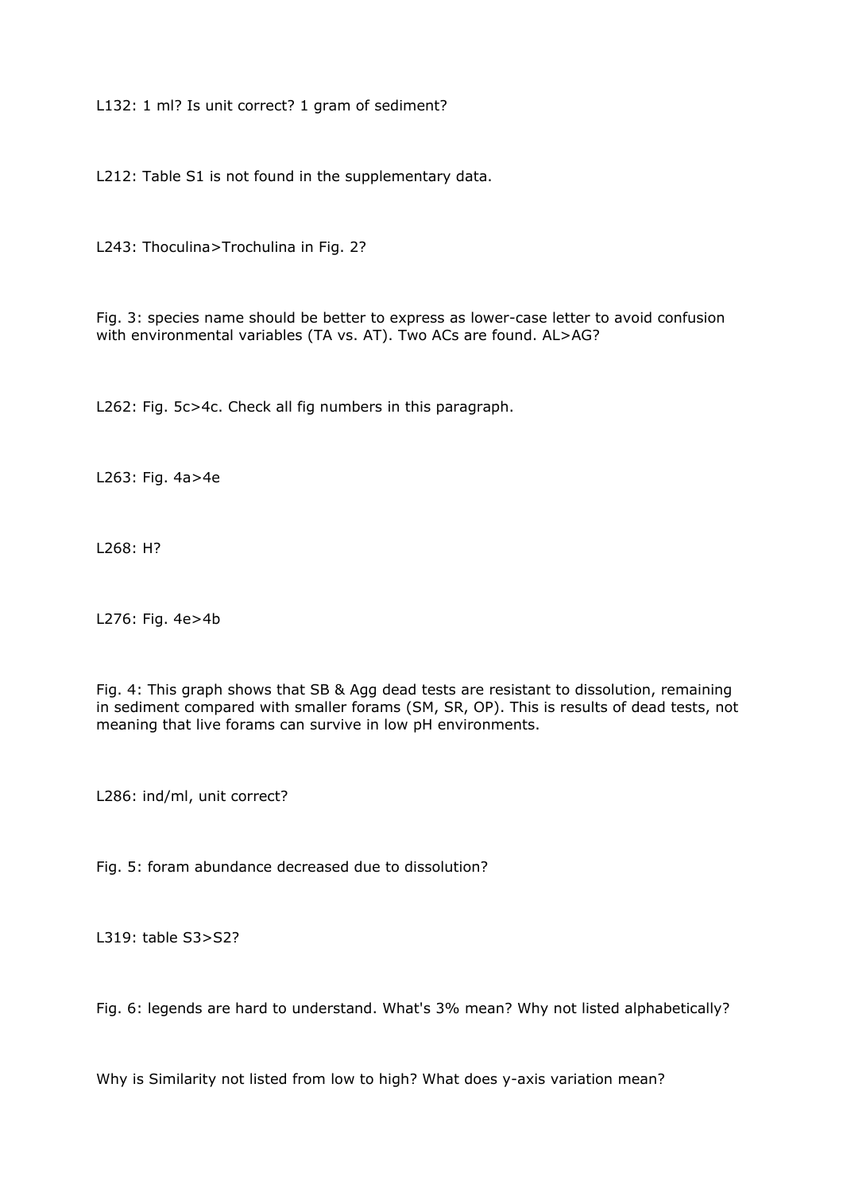L132: 1 ml? Is unit correct? 1 gram of sediment?

L212: Table S1 is not found in the supplementary data.

L243: Thoculina>Trochulina in Fig. 2?

Fig. 3: species name should be better to express as lower-case letter to avoid confusion with environmental variables (TA vs. AT). Two ACs are found. AL>AG?

L262: Fig. 5c>4c. Check all fig numbers in this paragraph.

L263: Fig. 4a>4e

L268: H?

L276: Fig. 4e>4b

Fig. 4: This graph shows that SB & Agg dead tests are resistant to dissolution, remaining in sediment compared with smaller forams (SM, SR, OP). This is results of dead tests, not meaning that live forams can survive in low pH environments.

L286: ind/ml, unit correct?

Fig. 5: foram abundance decreased due to dissolution?

L319: table S3>S2?

Fig. 6: legends are hard to understand. What's 3% mean? Why not listed alphabetically?

Why is Similarity not listed from low to high? What does y-axis variation mean?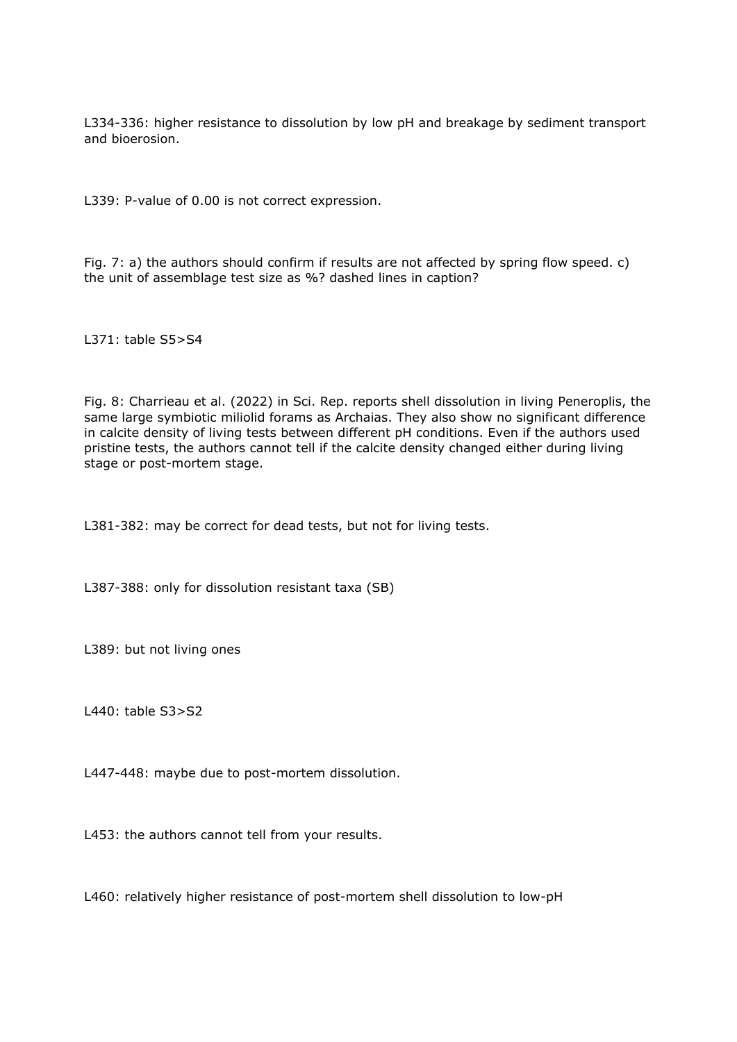L334-336: higher resistance to dissolution by low pH and breakage by sediment transport and bioerosion.

L339: P-value of 0.00 is not correct expression.

Fig. 7: a) the authors should confirm if results are not affected by spring flow speed. c) the unit of assemblage test size as %? dashed lines in caption?

L371: table S5>S4

Fig. 8: Charrieau et al. (2022) in Sci. Rep. reports shell dissolution in living Peneroplis, the same large symbiotic miliolid forams as Archaias. They also show no significant difference in calcite density of living tests between different pH conditions. Even if the authors used pristine tests, the authors cannot tell if the calcite density changed either during living stage or post-mortem stage.

L381-382: may be correct for dead tests, but not for living tests.

L387-388: only for dissolution resistant taxa (SB)

L389: but not living ones

L440: table S3>S2

L447-448: maybe due to post-mortem dissolution.

L453: the authors cannot tell from your results.

L460: relatively higher resistance of post-mortem shell dissolution to low-pH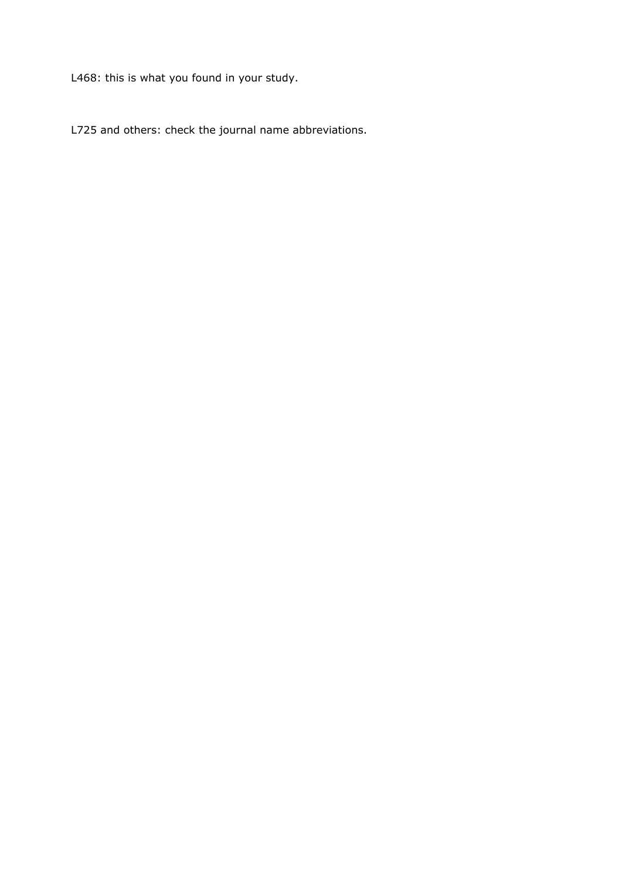L468: this is what you found in your study.

L725 and others: check the journal name abbreviations.